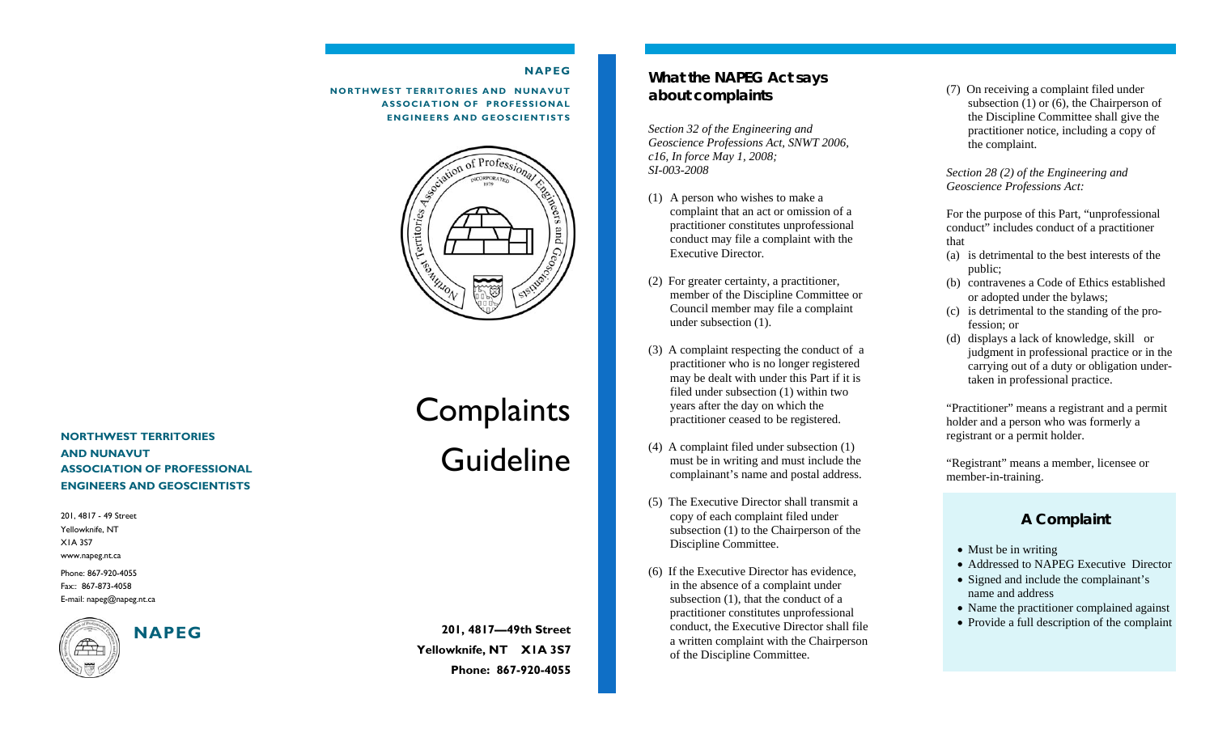**NORTHWEST TERRITORIES AND NUNAVUT ASSOCIATION OF PROFESSIONAL ENGINEERS AND GEOSCIENTISTS**

201, 4817 - 49 Street
Yellowknife, NT
X1A 3S7
www.napeg.nt.ca

Phone: 867-920-4055
Fax:: 867-873-4058
E-mail: napeg@napeg.nt.ca

**NAPEG**

**NAPEG**

**NORTHWEST TERRITORIES AND NUNAVUT ASSOCIATION OF PROFESSIONAL ENGINEERS AND GEOSCIENTISTS**

# Complaints Guideline

**201, 4817—49th Street**
**Yellowknife, NT X1A 3S7**
**Phone: 867-920-4055**

## What the NAPEG Act says about complaints

*Section 32 of the Engineering and Geoscience Professions Act, SNWT 2006, c16, In force May 1, 2008; SI-003-2008*

(1) A person who wishes to make a complaint that an act or omission of a practitioner constitutes unprofessional conduct may file a complaint with the Executive Director.

(2) For greater certainty, a practitioner, member of the Discipline Committee or Council member may file a complaint under subsection (1).

(3) A complaint respecting the conduct of a practitioner who is no longer registered may be dealt with under this Part if it is filed under subsection (1) within two years after the day on which the practitioner ceased to be registered.

(4) A complaint filed under subsection (1) must be in writing and must include the complainant's name and postal address.

(5) The Executive Director shall transmit a copy of each complaint filed under subsection (1) to the Chairperson of the Discipline Committee.

(6) If the Executive Director has evidence, in the absence of a complaint under subsection (1), that the conduct of a practitioner constitutes unprofessional conduct, the Executive Director shall file a written complaint with the Chairperson of the Discipline Committee.

(7) On receiving a complaint filed under subsection (1) or (6), the Chairperson of the Discipline Committee shall give the practitioner notice, including a copy of the complaint.

*Section 28 (2) of the Engineering and Geoscience Professions Act:*

For the purpose of this Part, "unprofessional conduct" includes conduct of a practitioner that

(a) is detrimental to the best interests of the public;
(b) contravenes a Code of Ethics established or adopted under the bylaws;
(c) is detrimental to the standing of the profession; or
(d) displays a lack of knowledge, skill or judgment in professional practice or in the carrying out of a duty or obligation undertaken in professional practice.

"Practitioner" means a registrant and a permit holder and a person who was formerly a registrant or a permit holder.

"Registrant" means a member, licensee or member-in-training.

### A Complaint

- Must be in writing
- Addressed to NAPEG Executive Director
- Signed and include the complainant's name and address
- Name the practitioner complained against
- Provide a full description of the complaint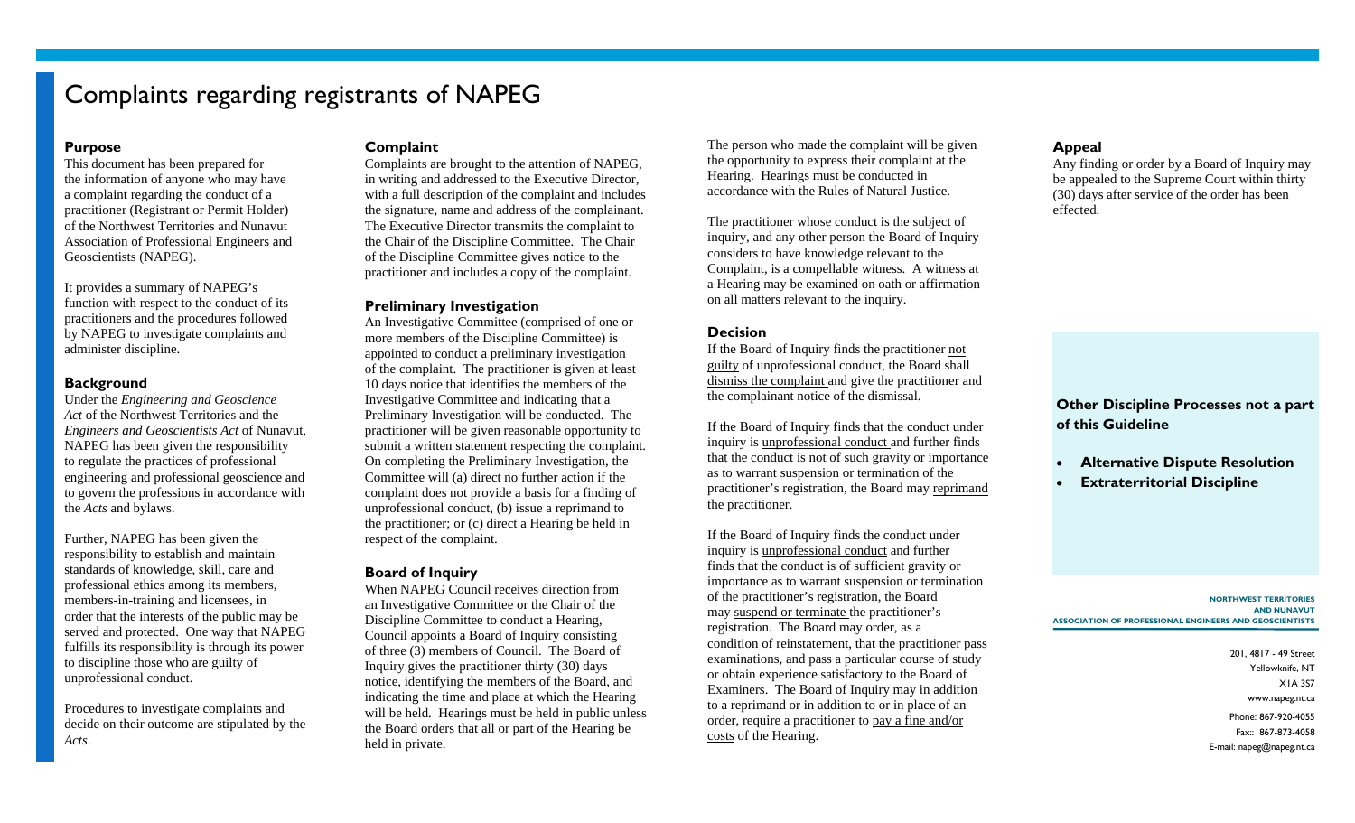# Complaints regarding registrants of NAPEG

## Purpose

This document has been prepared for the information of anyone who may have a complaint regarding the conduct of a practitioner (Registrant or Permit Holder) of the Northwest Territories and Nunavut Association of Professional Engineers and Geoscientists (NAPEG).

It provides a summary of NAPEG's function with respect to the conduct of its practitioners and the procedures followed by NAPEG to investigate complaints and administer discipline.

## Background

Under the *Engineering and Geoscience Act* of the Northwest Territories and the *Engineers and Geoscientists Act* of Nunavut, NAPEG has been given the responsibility to regulate the practices of professional engineering and professional geoscience and to govern the professions in accordance with the *Acts* and bylaws.

Further, NAPEG has been given the responsibility to establish and maintain standards of knowledge, skill, care and professional ethics among its members, members-in-training and licensees, in order that the interests of the public may be served and protected. One way that NAPEG fulfills its responsibility is through its power to discipline those who are guilty of unprofessional conduct.

Procedures to investigate complaints and decide on their outcome are stipulated by the *Acts*.

## Complaint

Complaints are brought to the attention of NAPEG, in writing and addressed to the Executive Director, with a full description of the complaint and includes the signature, name and address of the complainant. The Executive Director transmits the complaint to the Chair of the Discipline Committee. The Chair of the Discipline Committee gives notice to the practitioner and includes a copy of the complaint.

## Preliminary Investigation

An Investigative Committee (comprised of one or more members of the Discipline Committee) is appointed to conduct a preliminary investigation of the complaint. The practitioner is given at least 10 days notice that identifies the members of the Investigative Committee and indicating that a Preliminary Investigation will be conducted. The practitioner will be given reasonable opportunity to submit a written statement respecting the complaint. On completing the Preliminary Investigation, the Committee will (a) direct no further action if the complaint does not provide a basis for a finding of unprofessional conduct, (b) issue a reprimand to the practitioner; or (c) direct a Hearing be held in respect of the complaint.

## Board of Inquiry

When NAPEG Council receives direction from an Investigative Committee or the Chair of the Discipline Committee to conduct a Hearing, Council appoints a Board of Inquiry consisting of three (3) members of Council. The Board of Inquiry gives the practitioner thirty (30) days notice, identifying the members of the Board, and indicating the time and place at which the Hearing will be held. Hearings must be held in public unless the Board orders that all or part of the Hearing be held in private.

The person who made the complaint will be given the opportunity to express their complaint at the Hearing. Hearings must be conducted in accordance with the Rules of Natural Justice.

The practitioner whose conduct is the subject of inquiry, and any other person the Board of Inquiry considers to have knowledge relevant to the Complaint, is a compellable witness. A witness at a Hearing may be examined on oath or affirmation on all matters relevant to the inquiry.

## Decision

If the Board of Inquiry finds the practitioner <u>not guilty</u> of unprofessional conduct, the Board shall <u>dismiss the complaint</u> and give the practitioner and the complainant notice of the dismissal.

If the Board of Inquiry finds that the conduct under inquiry is <u>unprofessional conduct</u> and further finds that the conduct is not of such gravity or importance as to warrant suspension or termination of the practitioner's registration, the Board may <u>reprimand</u> the practitioner.

If the Board of Inquiry finds the conduct under inquiry is <u>unprofessional conduct</u> and further finds that the conduct is of sufficient gravity or importance as to warrant suspension or termination of the practitioner's registration, the Board may <u>suspend or terminate</u> the practitioner's registration. The Board may order, as a condition of reinstatement, that the practitioner pass examinations, and pass a particular course of study or obtain experience satisfactory to the Board of Examiners. The Board of Inquiry may in addition to a reprimand or in addition to or in place of an order, require a practitioner to <u>pay a fine and/or costs</u> of the Hearing.

## Appeal

Any finding or order by a Board of Inquiry may be appealed to the Supreme Court within thirty (30) days after service of the order has been effected.

## Other Discipline Processes not a part of this Guideline

- **Alternative Dispute Resolution**
- **Extraterritorial Discipline**

NORTHWEST TERRITORIES AND NUNAVUT
ASSOCIATION OF PROFESSIONAL ENGINEERS AND GEOSCIENTISTS

201, 4817 - 49 Street
Yellowknife, NT
X1A 3S7
www.napeg.nt.ca

Phone: 867-920-4055
Fax:: 867-873-4058
E-mail: napeg@napeg.nt.ca